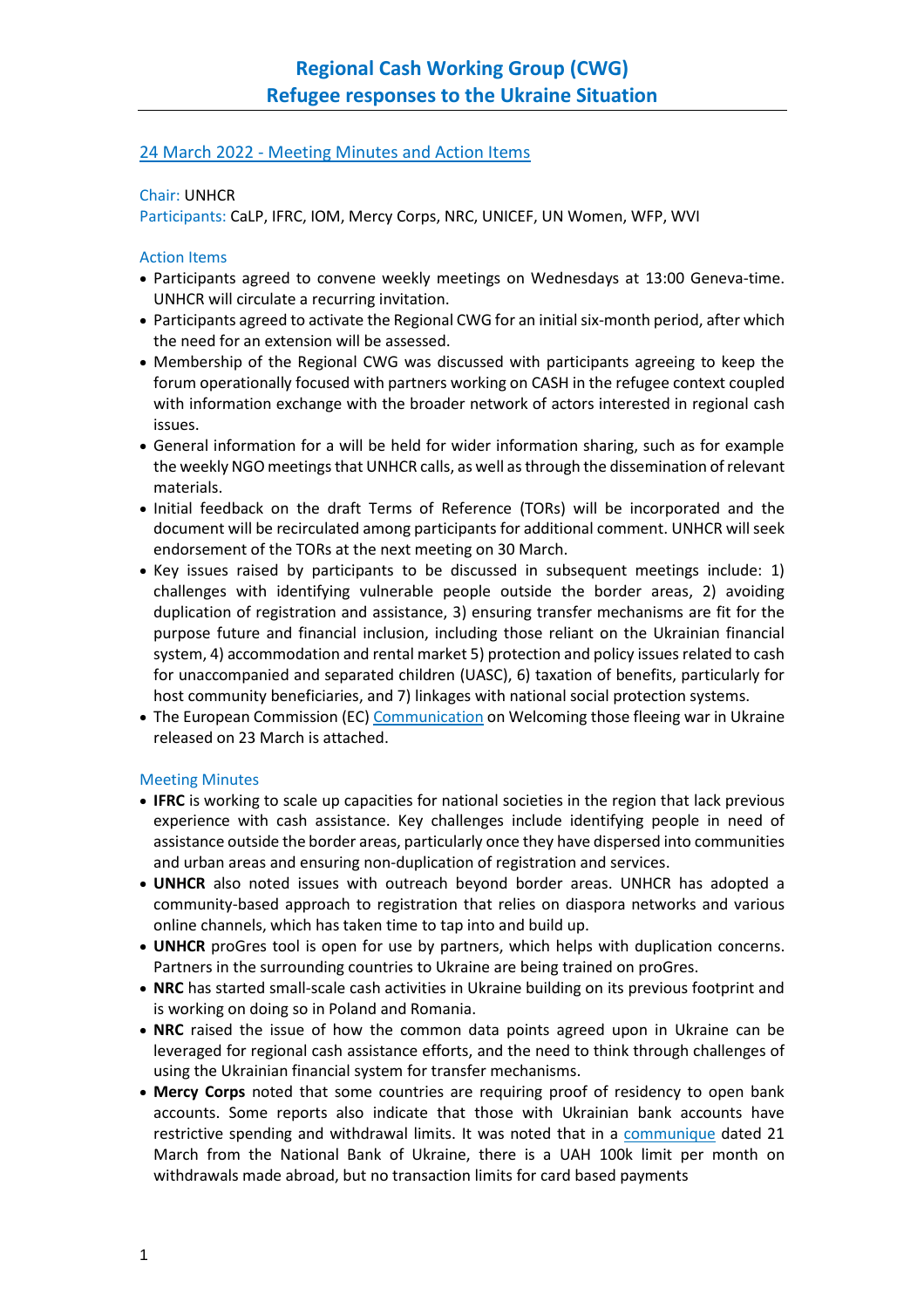# Regional Cash Working Group (CWG)
# Refugee responses to the Ukraine Situation

## 24 March 2022 - Meeting Minutes and Action Items

Chair: UNHCR
Participants: CaLP, IFRC, IOM, Mercy Corps, NRC, UNICEF, UN Women, WFP, WVI

### Action Items

- Participants agreed to convene weekly meetings on Wednesdays at 13:00 Geneva-time. UNHCR will circulate a recurring invitation.
- Participants agreed to activate the Regional CWG for an initial six-month period, after which the need for an extension will be assessed.
- Membership of the Regional CWG was discussed with participants agreeing to keep the forum operationally focused with partners working on CASH in the refugee context coupled with information exchange with the broader network of actors interested in regional cash issues.
- General information for a will be held for wider information sharing, such as for example the weekly NGO meetings that UNHCR calls, as well as through the dissemination of relevant materials.
- Initial feedback on the draft Terms of Reference (TORs) will be incorporated and the document will be recirculated among participants for additional comment. UNHCR will seek endorsement of the TORs at the next meeting on 30 March.
- Key issues raised by participants to be discussed in subsequent meetings include: 1) challenges with identifying vulnerable people outside the border areas, 2) avoiding duplication of registration and assistance, 3) ensuring transfer mechanisms are fit for the purpose future and financial inclusion, including those reliant on the Ukrainian financial system, 4) accommodation and rental market 5) protection and policy issues related to cash for unaccompanied and separated children (UASC), 6) taxation of benefits, particularly for host community beneficiaries, and 7) linkages with national social protection systems.
- The European Commission (EC) Communication on Welcoming those fleeing war in Ukraine released on 23 March is attached.

### Meeting Minutes

- **IFRC** is working to scale up capacities for national societies in the region that lack previous experience with cash assistance. Key challenges include identifying people in need of assistance outside the border areas, particularly once they have dispersed into communities and urban areas and ensuring non-duplication of registration and services.
- **UNHCR** also noted issues with outreach beyond border areas. UNHCR has adopted a community-based approach to registration that relies on diaspora networks and various online channels, which has taken time to tap into and build up.
- **UNHCR** proGres tool is open for use by partners, which helps with duplication concerns. Partners in the surrounding countries to Ukraine are being trained on proGres.
- **NRC** has started small-scale cash activities in Ukraine building on its previous footprint and is working on doing so in Poland and Romania.
- **NRC** raised the issue of how the common data points agreed upon in Ukraine can be leveraged for regional cash assistance efforts, and the need to think through challenges of using the Ukrainian financial system for transfer mechanisms.
- **Mercy Corps** noted that some countries are requiring proof of residency to open bank accounts. Some reports also indicate that those with Ukrainian bank accounts have restrictive spending and withdrawal limits. It was noted that in a communique dated 21 March from the National Bank of Ukraine, there is a UAH 100k limit per month on withdrawals made abroad, but no transaction limits for card based payments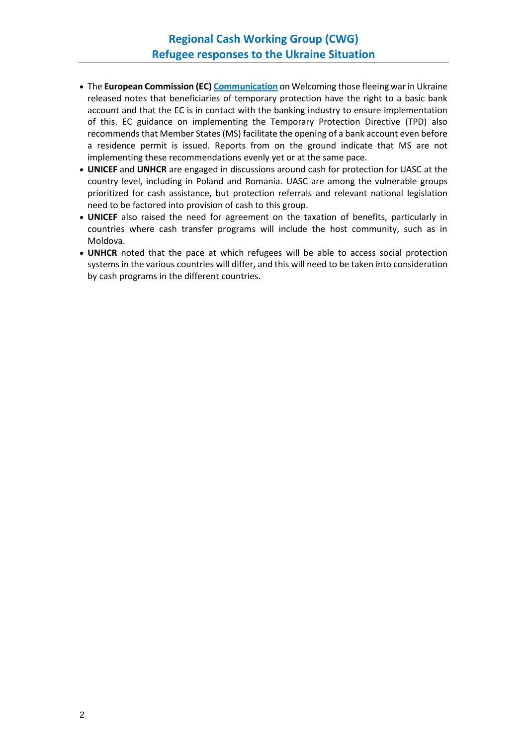- The **European Commission (EC)** **Communication** on Welcoming those fleeing war in Ukraine released notes that beneficiaries of temporary protection have the right to a basic bank account and that the EC is in contact with the banking industry to ensure implementation of this. EC guidance on implementing the Temporary Protection Directive (TPD) also recommends that Member States (MS) facilitate the opening of a bank account even before a residence permit is issued. Reports from on the ground indicate that MS are not implementing these recommendations evenly yet or at the same pace.
- **UNICEF** and **UNHCR** are engaged in discussions around cash for protection for UASC at the country level, including in Poland and Romania. UASC are among the vulnerable groups prioritized for cash assistance, but protection referrals and relevant national legislation need to be factored into provision of cash to this group.
- **UNICEF** also raised the need for agreement on the taxation of benefits, particularly in countries where cash transfer programs will include the host community, such as in Moldova.
- **UNHCR** noted that the pace at which refugees will be able to access social protection systems in the various countries will differ, and this will need to be taken into consideration by cash programs in the different countries.